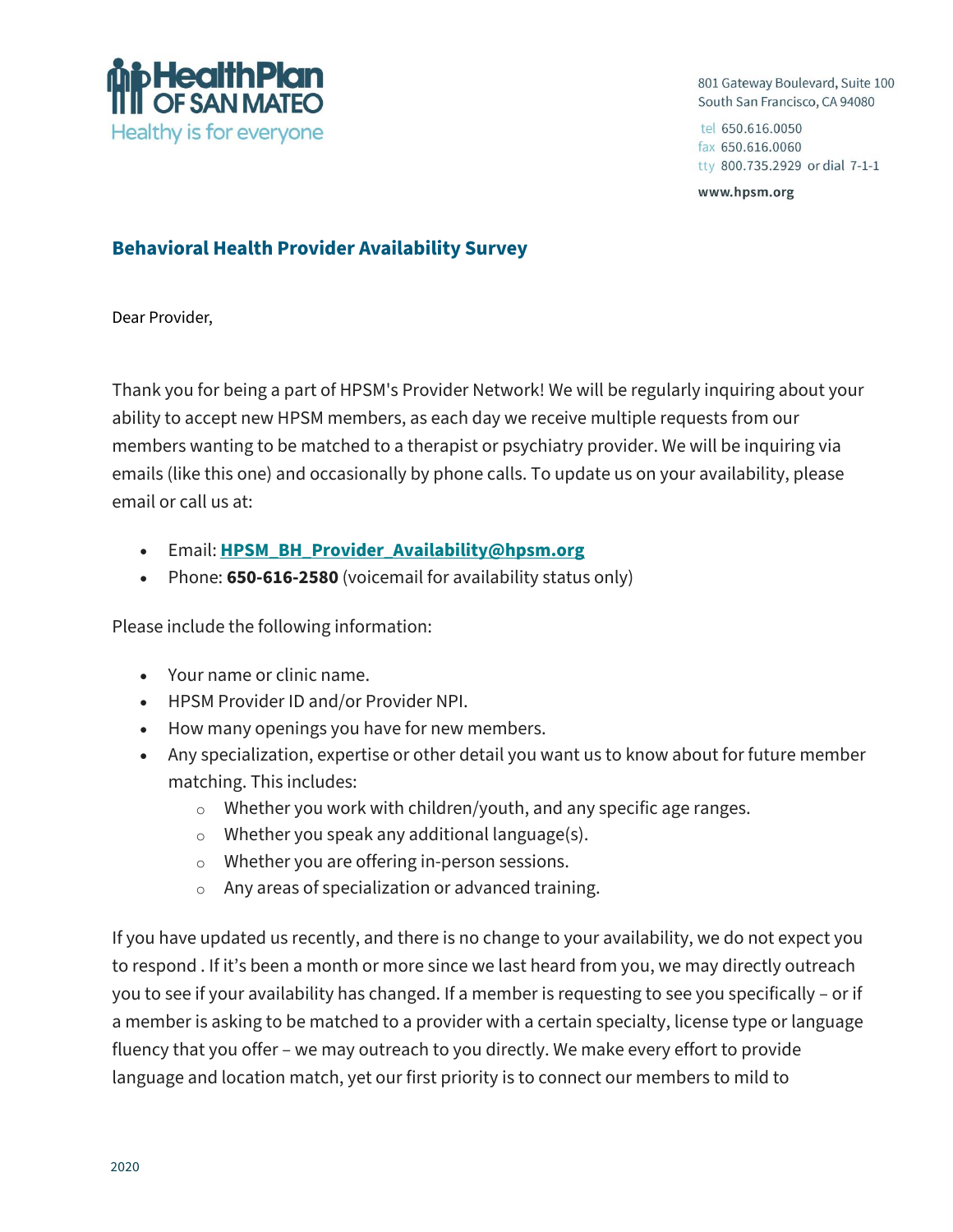HealthPlan OF SAN MATEO
Healthy is for everyone

801 Gateway Boulevard, Suite 100
South San Francisco, CA 94080

tel 650.616.0050
fax 650.616.0060
tty 800.735.2929 or dial 7-1-1

www.hpsm.org

## Behavioral Health Provider Availability Survey

Dear Provider,

Thank you for being a part of HPSM's Provider Network! We will be regularly inquiring about your ability to accept new HPSM members, as each day we receive multiple requests from our members wanting to be matched to a therapist or psychiatry provider. We will be inquiring via emails (like this one) and occasionally by phone calls. To update us on your availability, please email or call us at:

- Email: **HPSM_BH_Provider_Availability@hpsm.org**
- Phone: **650-616-2580** (voicemail for availability status only)

Please include the following information:

- Your name or clinic name.
- HPSM Provider ID and/or Provider NPI.
- How many openings you have for new members.
- Any specialization, expertise or other detail you want us to know about for future member matching. This includes:
  - Whether you work with children/youth, and any specific age ranges.
  - Whether you speak any additional language(s).
  - Whether you are offering in-person sessions.
  - Any areas of specialization or advanced training.

If you have updated us recently, and there is no change to your availability, we do not expect you to respond . If it's been a month or more since we last heard from you, we may directly outreach you to see if your availability has changed. If a member is requesting to see you specifically – or if a member is asking to be matched to a provider with a certain specialty, license type or language fluency that you offer – we may outreach to you directly. We make every effort to provide language and location match, yet our first priority is to connect our members to mild to

2020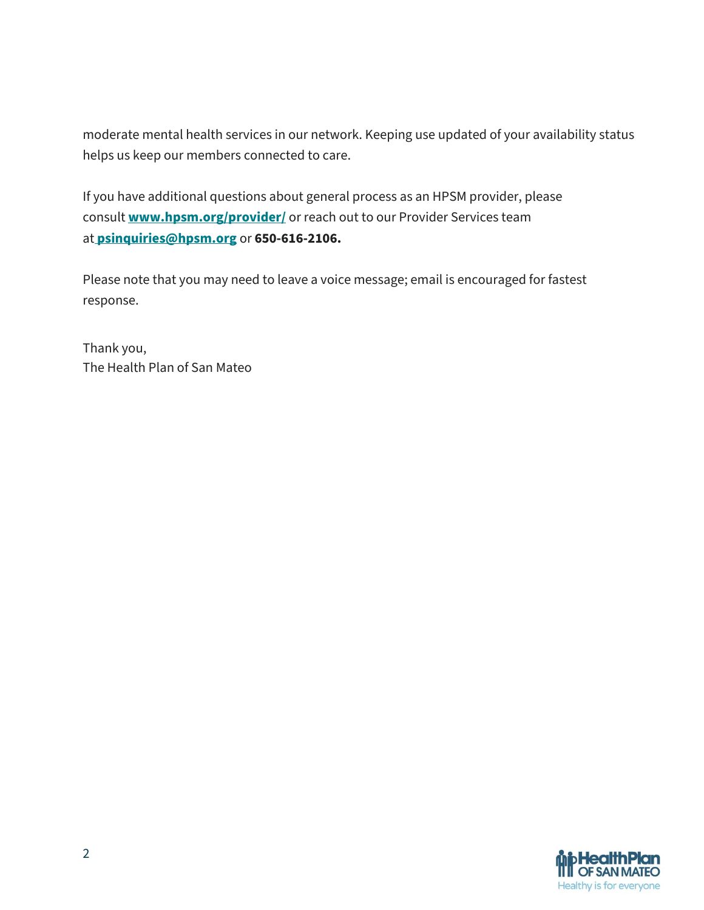moderate mental health services in our network. Keeping use updated of your availability status helps us keep our members connected to care.

If you have additional questions about general process as an HPSM provider, please consult **www.hpsm.org/provider/** or reach out to our Provider Services team at **psinquiries@hpsm.org** or **650-616-2106.**

Please note that you may need to leave a voice message; email is encouraged for fastest response.

Thank you,
The Health Plan of San Mateo